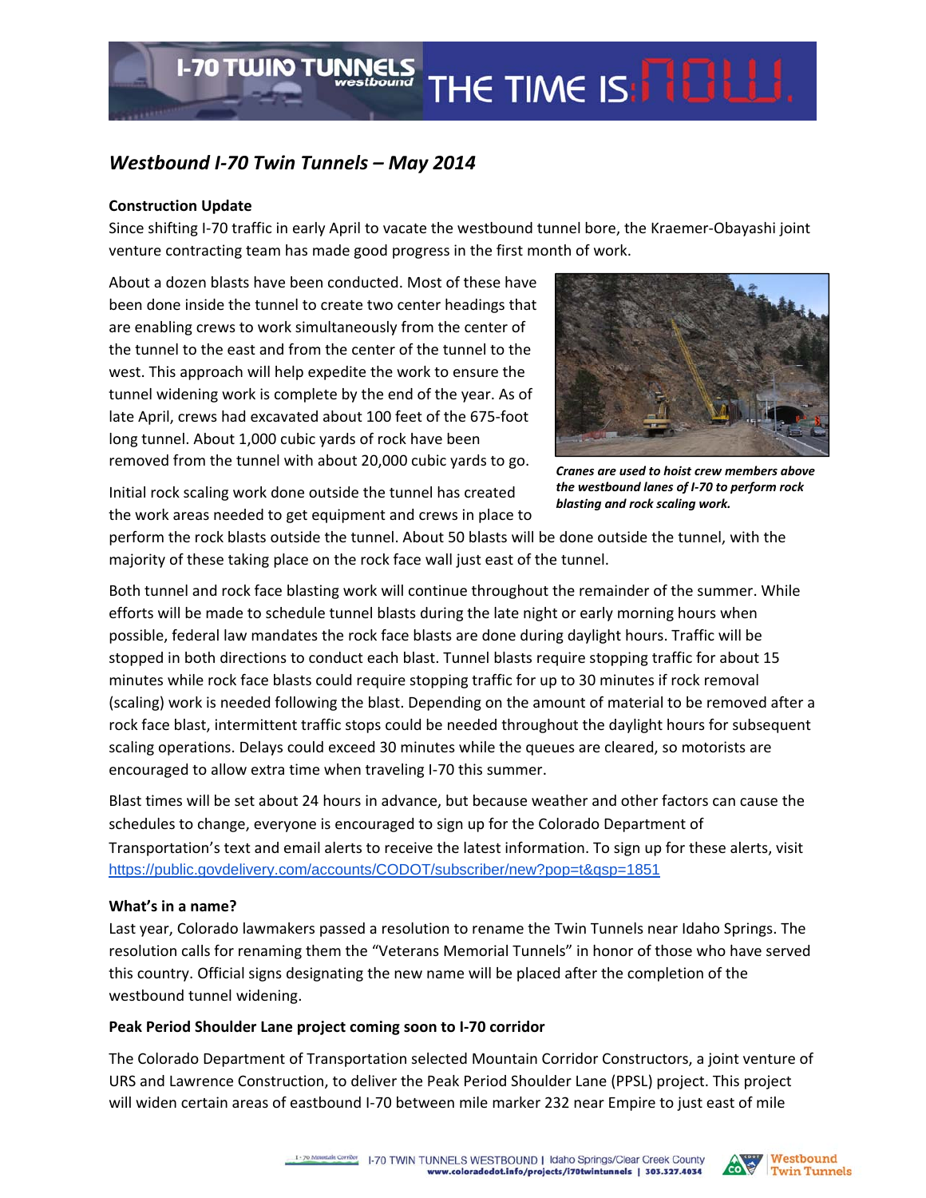## Westbound I-70 Twin Tunnels – May 2014

**Construction Update**

Since shifting I-70 traffic in early April to vacate the westbound tunnel bore, the Kraemer-Obayashi joint venture contracting team has made good progress in the first month of work.

About a dozen blasts have been conducted. Most of these have been done inside the tunnel to create two center headings that are enabling crews to work simultaneously from the center of the tunnel to the east and from the center of the tunnel to the west. This approach will help expedite the work to ensure the tunnel widening work is complete by the end of the year. As of late April, crews had excavated about 100 feet of the 675-foot long tunnel. About 1,000 cubic yards of rock have been removed from the tunnel with about 20,000 cubic yards to go.

***Cranes are used to hoist crew members above the westbound lanes of I-70 to perform rock blasting and rock scaling work.***

Initial rock scaling work done outside the tunnel has created the work areas needed to get equipment and crews in place to perform the rock blasts outside the tunnel. About 50 blasts will be done outside the tunnel, with the majority of these taking place on the rock face wall just east of the tunnel.

Both tunnel and rock face blasting work will continue throughout the remainder of the summer. While efforts will be made to schedule tunnel blasts during the late night or early morning hours when possible, federal law mandates the rock face blasts are done during daylight hours. Traffic will be stopped in both directions to conduct each blast. Tunnel blasts require stopping traffic for about 15 minutes while rock face blasts could require stopping traffic for up to 30 minutes if rock removal (scaling) work is needed following the blast. Depending on the amount of material to be removed after a rock face blast, intermittent traffic stops could be needed throughout the daylight hours for subsequent scaling operations. Delays could exceed 30 minutes while the queues are cleared, so motorists are encouraged to allow extra time when traveling I-70 this summer.

Blast times will be set about 24 hours in advance, but because weather and other factors can cause the schedules to change, everyone is encouraged to sign up for the Colorado Department of Transportation's text and email alerts to receive the latest information. To sign up for these alerts, visit https://public.govdelivery.com/accounts/CODOT/subscriber/new?pop=t&qsp=1851

**What's in a name?**

Last year, Colorado lawmakers passed a resolution to rename the Twin Tunnels near Idaho Springs. The resolution calls for renaming them the "Veterans Memorial Tunnels" in honor of those who have served this country. Official signs designating the new name will be placed after the completion of the westbound tunnel widening.

**Peak Period Shoulder Lane project coming soon to I-70 corridor**

The Colorado Department of Transportation selected Mountain Corridor Constructors, a joint venture of URS and Lawrence Construction, to deliver the Peak Period Shoulder Lane (PPSL) project. This project will widen certain areas of eastbound I-70 between mile marker 232 near Empire to just east of mile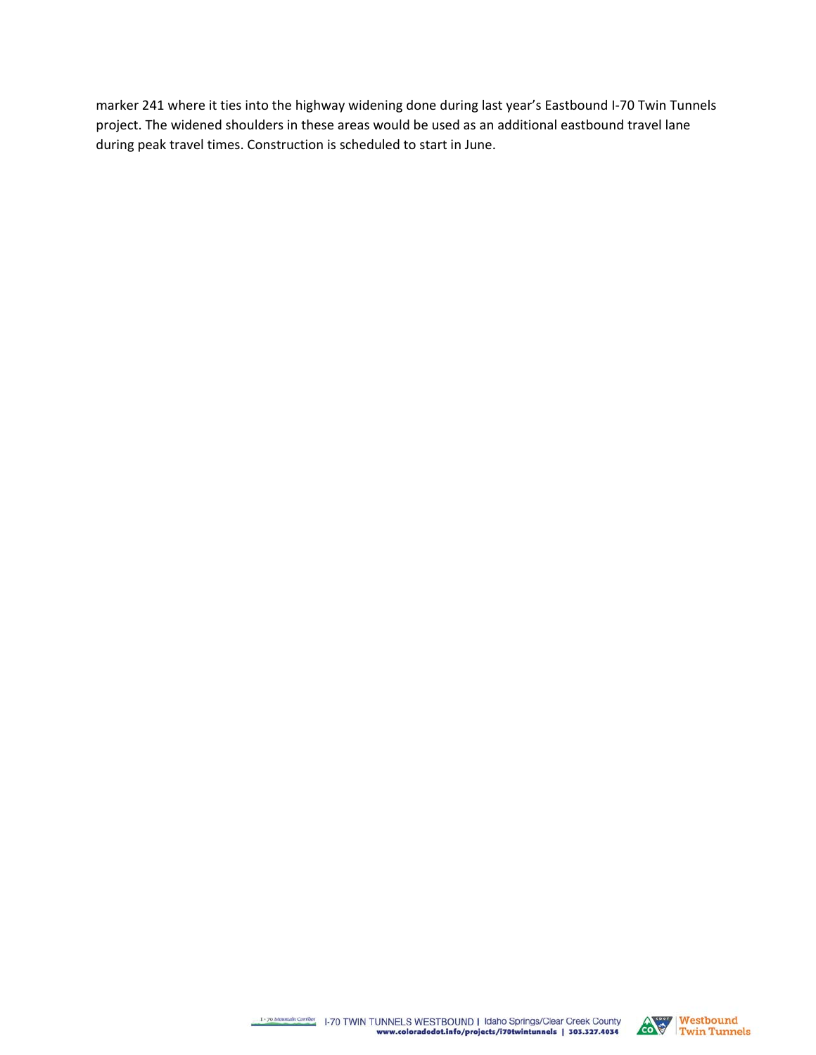marker 241 where it ties into the highway widening done during last year's Eastbound I-70 Twin Tunnels project. The widened shoulders in these areas would be used as an additional eastbound travel lane during peak travel times. Construction is scheduled to start in June.